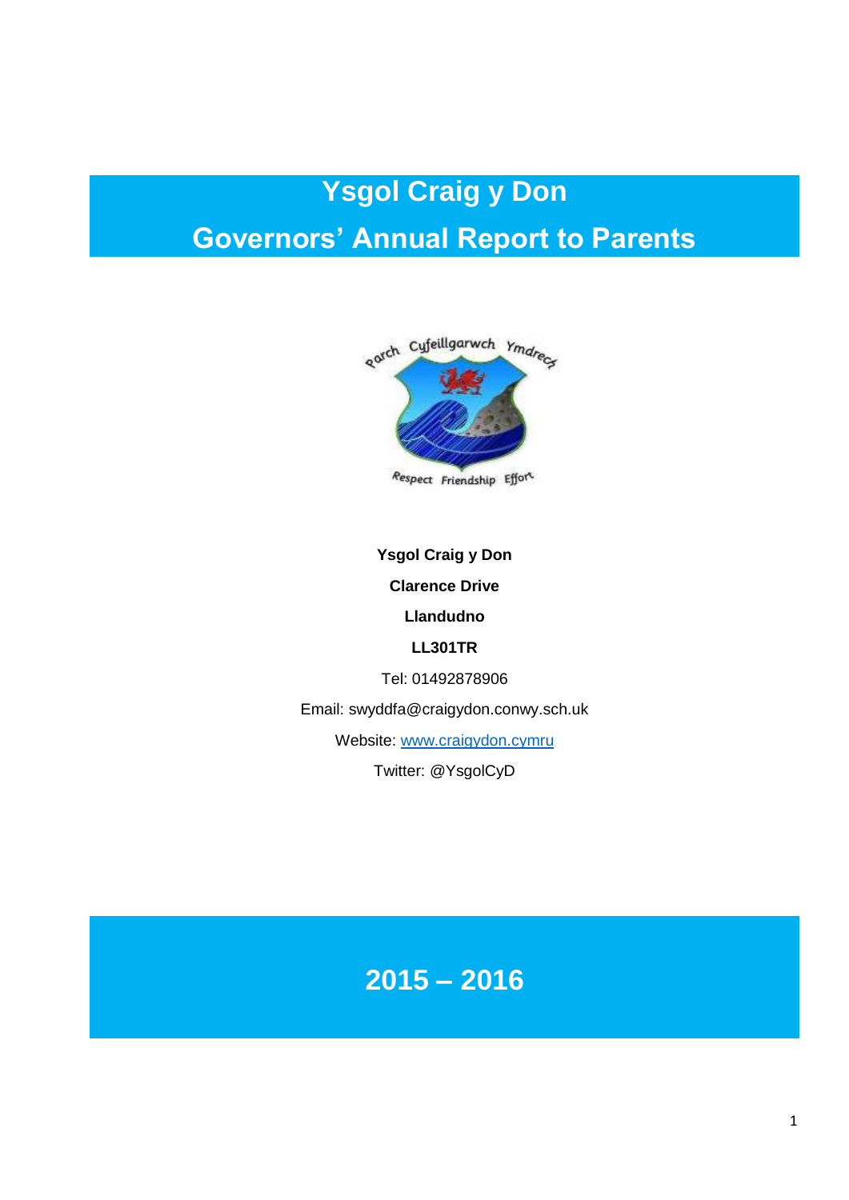# Ysgol Craig y Don

# Governors' Annual Report to Parents

**Ysgol Craig y Don**

**Clarence Drive**

**Llandudno**

**LL301TR**

Tel: 01492878906

Email: swyddfa@craigydon.conwy.sch.uk

Website: [www.craigydon.cymru](http://www.craigydon.cymru)

Twitter: @YsgolCyD

## 2015 – 2016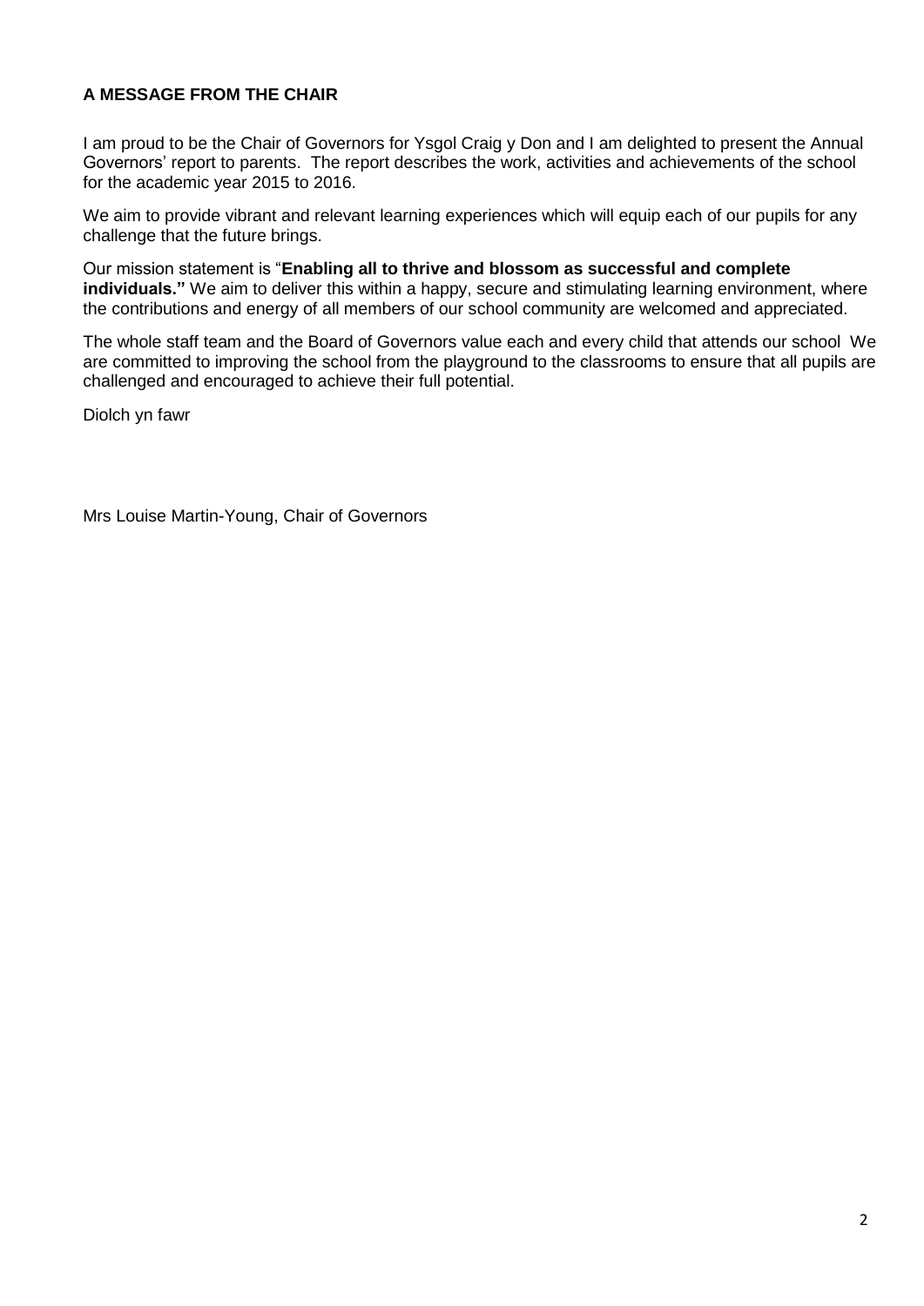## A MESSAGE FROM THE CHAIR

I am proud to be the Chair of Governors for Ysgol Craig y Don and I am delighted to present the Annual Governors' report to parents. The report describes the work, activities and achievements of the school for the academic year 2015 to 2016.

We aim to provide vibrant and relevant learning experiences which will equip each of our pupils for any challenge that the future brings.

Our mission statement is "**Enabling all to thrive and blossom as successful and complete individuals."** We aim to deliver this within a happy, secure and stimulating learning environment, where the contributions and energy of all members of our school community are welcomed and appreciated.

The whole staff team and the Board of Governors value each and every child that attends our school We are committed to improving the school from the playground to the classrooms to ensure that all pupils are challenged and encouraged to achieve their full potential.

Diolch yn fawr

Mrs Louise Martin-Young, Chair of Governors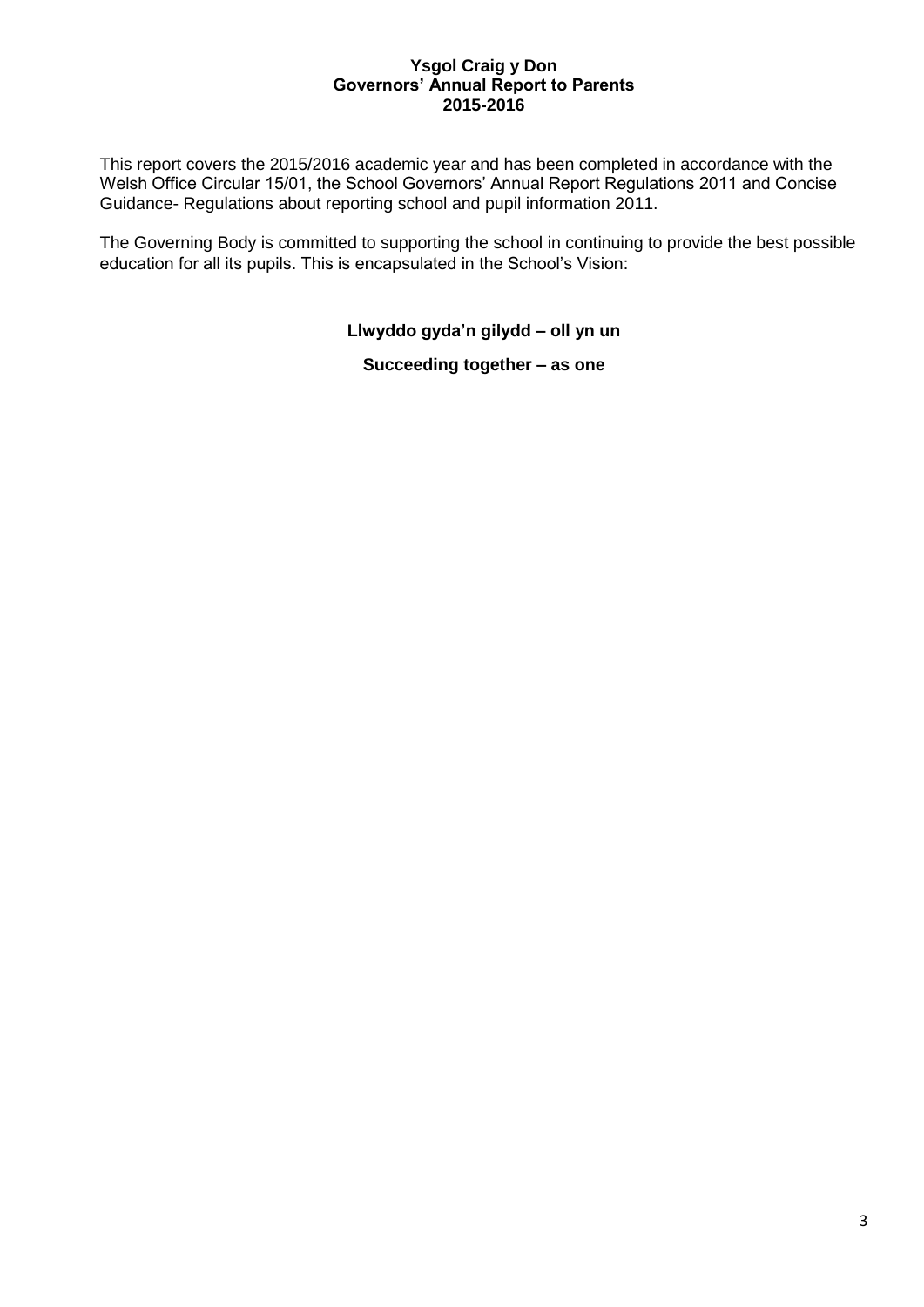# Ysgol Craig y Don
## Governors' Annual Report to Parents
## 2015-2016

This report covers the 2015/2016 academic year and has been completed in accordance with the Welsh Office Circular 15/01, the School Governors' Annual Report Regulations 2011 and Concise Guidance- Regulations about reporting school and pupil information 2011.

The Governing Body is committed to supporting the school in continuing to provide the best possible education for all its pupils. This is encapsulated in the School's Vision:

**Llwyddo gyda'n gilydd – oll yn un**

**Succeeding together – as one**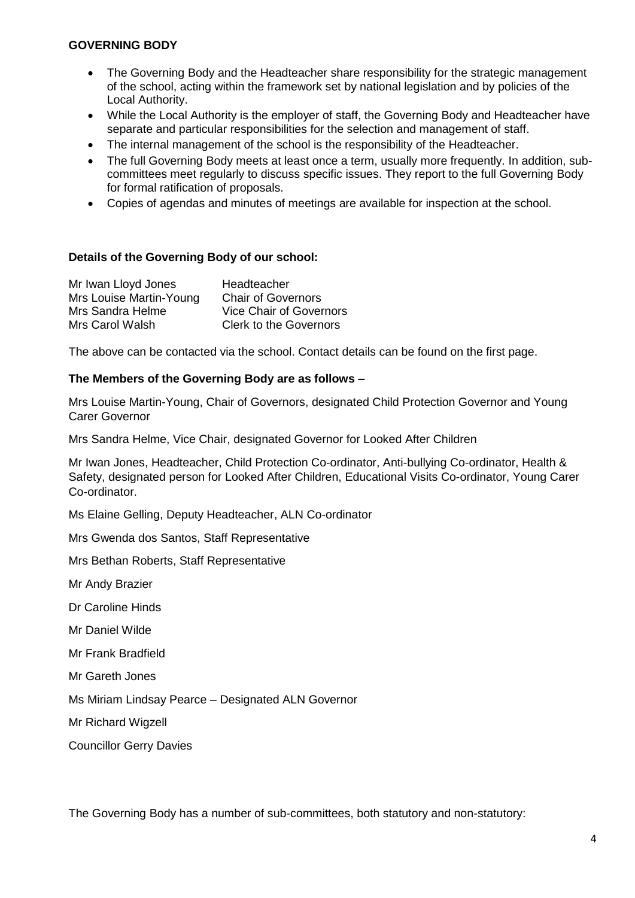**GOVERNING BODY**

- The Governing Body and the Headteacher share responsibility for the strategic management of the school, acting within the framework set by national legislation and by policies of the Local Authority.
- While the Local Authority is the employer of staff, the Governing Body and Headteacher have separate and particular responsibilities for the selection and management of staff.
- The internal management of the school is the responsibility of the Headteacher.
- The full Governing Body meets at least once a term, usually more frequently. In addition, sub-committees meet regularly to discuss specific issues. They report to the full Governing Body for formal ratification of proposals.
- Copies of agendas and minutes of meetings are available for inspection at the school.

**Details of the Governing Body of our school:**

| | |
|---|---|
| Mr Iwan Lloyd Jones | Headteacher |
| Mrs Louise Martin-Young | Chair of Governors |
| Mrs Sandra Helme | Vice Chair of Governors |
| Mrs Carol Walsh | Clerk to the Governors |

The above can be contacted via the school. Contact details can be found on the first page.

**The Members of the Governing Body are as follows –**

Mrs Louise Martin-Young, Chair of Governors, designated Child Protection Governor and Young Carer Governor

Mrs Sandra Helme, Vice Chair, designated Governor for Looked After Children

Mr Iwan Jones, Headteacher, Child Protection Co-ordinator, Anti-bullying Co-ordinator, Health & Safety, designated person for Looked After Children, Educational Visits Co-ordinator, Young Carer Co-ordinator.

Ms Elaine Gelling, Deputy Headteacher, ALN Co-ordinator

Mrs Gwenda dos Santos, Staff Representative

Mrs Bethan Roberts, Staff Representative

Mr Andy Brazier

Dr Caroline Hinds

Mr Daniel Wilde

Mr Frank Bradfield

Mr Gareth Jones

Ms Miriam Lindsay Pearce – Designated ALN Governor

Mr Richard Wigzell

Councillor Gerry Davies

The Governing Body has a number of sub-committees, both statutory and non-statutory: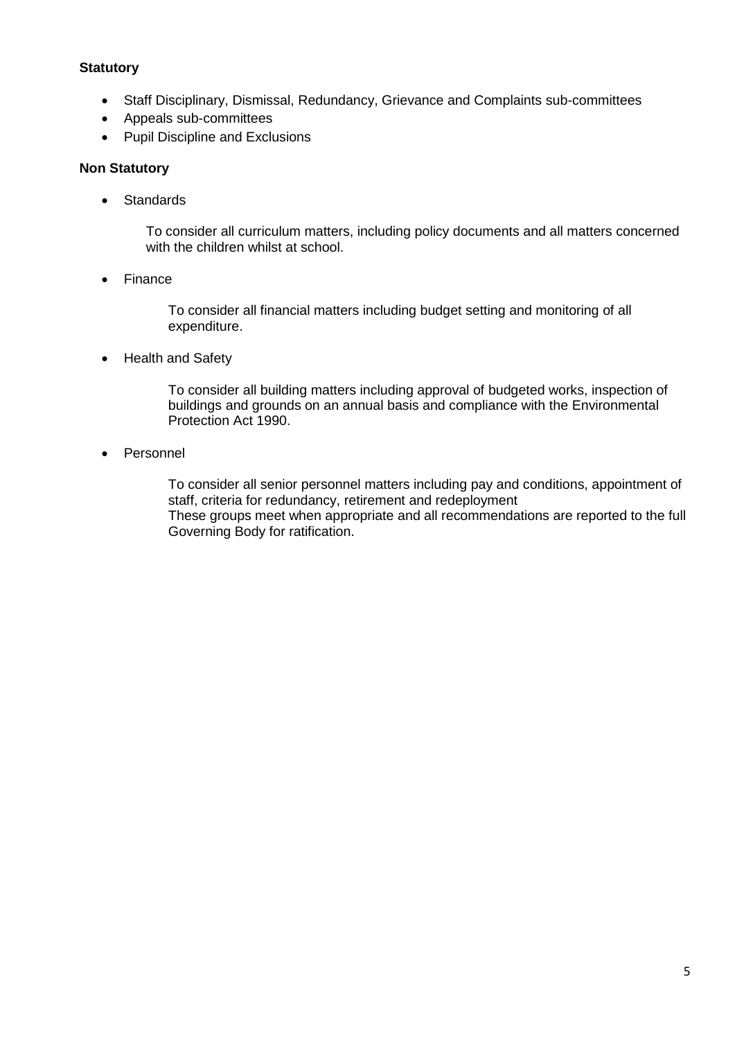**Statutory**

- Staff Disciplinary, Dismissal, Redundancy, Grievance and Complaints sub-committees
- Appeals sub-committees
- Pupil Discipline and Exclusions

**Non Statutory**

- Standards

  To consider all curriculum matters, including policy documents and all matters concerned with the children whilst at school.

- Finance

  To consider all financial matters including budget setting and monitoring of all expenditure.

- Health and Safety

  To consider all building matters including approval of budgeted works, inspection of buildings and grounds on an annual basis and compliance with the Environmental Protection Act 1990.

- Personnel

  To consider all senior personnel matters including pay and conditions, appointment of staff, criteria for redundancy, retirement and redeployment
  These groups meet when appropriate and all recommendations are reported to the full Governing Body for ratification.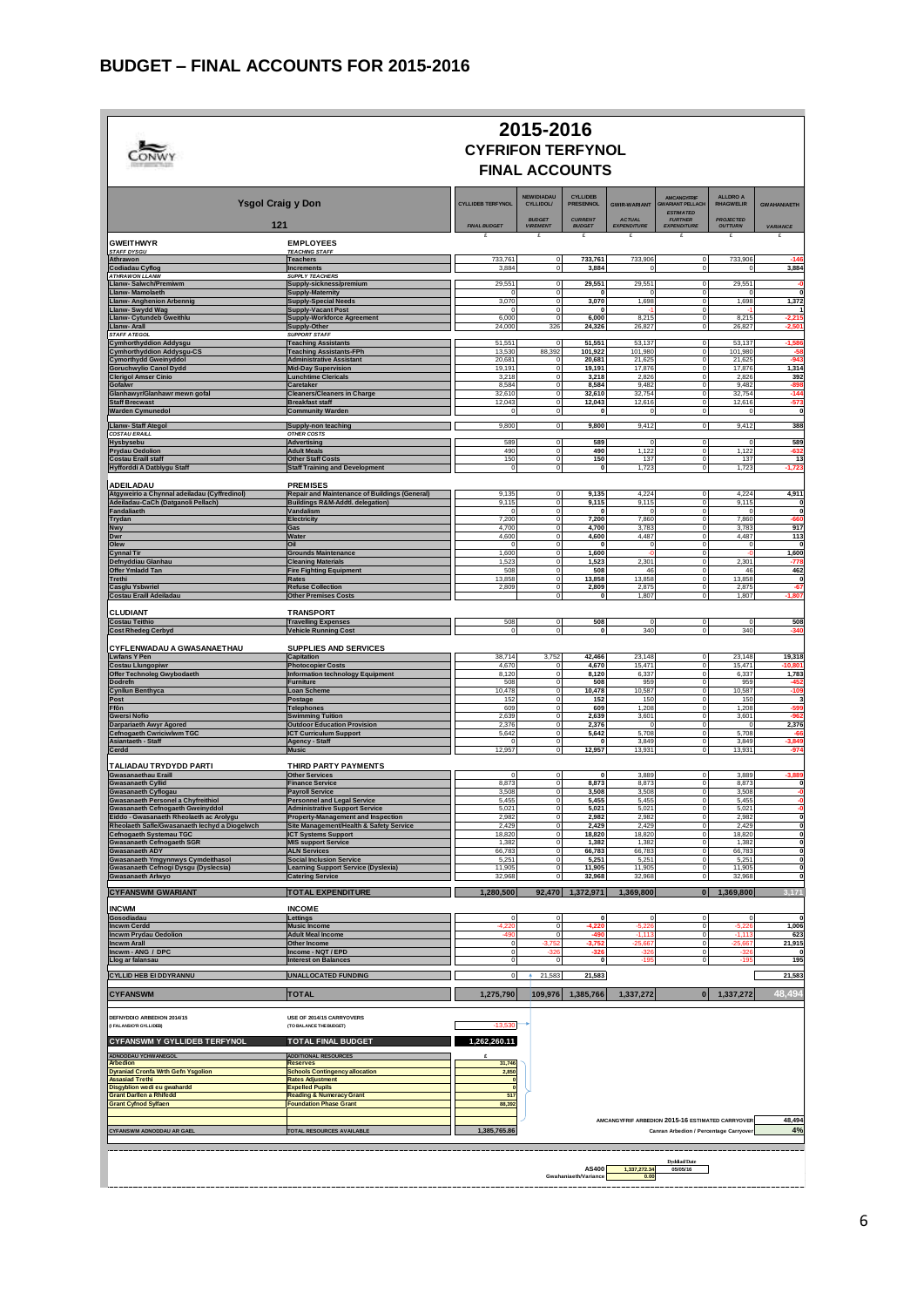# BUDGET – FINAL ACCOUNTS FOR 2015-2016

## 2015-2016
## CYFRIFON TERFYNOL
## FINAL ACCOUNTS

| Ysgol Craig y Don | 121 | CYLLIDEB TERFYNOL / FINAL BUDGET | NEWIDIADAU CYLLIDOL / BUDGET VIREMENT | CYLLIDEB PRESENNOL / CURRENT BUDGET | GWIR-WARIANT / ACTUAL EXPENDITURE | AMCANGYFRIF GWARIANT PELLACH / ESTIMATED FURTHER EXPENDITURE | ALLDRO A RHAGWELIR / PROJECTED OUTTURN | GWAHANIAETH / VARIANCE |
|---|---|---|---|---|---|---|---|---|
| | | £ | £ | £ | £ | £ | £ | £ |
| **GWEITHWYR** | **EMPLOYEES** | | | | | | | |
| *STAFF DYSGU* | *TEACHING STAFF* | | | | | | | |
| Athrawon | Teachers | 733,761 | 0 | 733,761 | 733,906 | 0 | 733,906 | -146 |
| Codiadau Cyflog | Increments | 3,884 | 0 | 3,884 | 0 | 0 | 0 | 3,884 |
| *ATHRAWON LLANW* | *SUPPLY TEACHERS* | | | | | | | |
| Llanw- Salwch/Premiwm | Supply-sickness/premium | 29,551 | 0 | 29,551 | 29,551 | 0 | 29,551 | -0 |
| Llanw- Mamolaeth | Supply-Maternity | 0 | 0 | 0 | 0 | 0 | 0 | 0 |
| Llanw- Anghenion Arbennig | Supply-Special Needs | 3,070 | 0 | 3,070 | 1,698 | 0 | 1,698 | 1,372 |
| Llanw- Swydd Wag | Supply-Vacant Post | 0 | 0 | 0 | -1 | 0 | -1 | 1 |
| Llanw- Cytundeb Gweithlu | Supply-Workforce Agreement | 6,000 | 0 | 6,000 | 8,215 | 0 | 8,215 | -2,215 |
| Llanw- Arall | Supply-Other | 24,000 | 326 | 24,326 | 26,827 | 0 | 26,827 | -2,501 |
| *STAFF ATEGOL* | *SUPPORT STAFF* | | | | | | | |
| Cymhorthyddion Addysgu | Teaching Assistants | 51,551 | 0 | 51,551 | 53,137 | 0 | 53,137 | -1,586 |
| Cymhorthyddion Addysgu-CS | Teaching Assistants-FPh | 13,530 | 88,392 | 101,922 | 101,980 | 0 | 101,980 | -58 |
| Cymorthydd Gweinyddol | Administrative Assistant | 20,681 | 0 | 20,681 | 21,625 | 0 | 21,625 | -943 |
| Goruchwylio Canol Dydd | Mid-Day Supervision | 19,191 | 0 | 19,191 | 17,876 | 0 | 17,876 | 1,314 |
| Clerigol Amser Cinio | Lunchtime Clericals | 3,218 | 0 | 3,218 | 2,826 | 0 | 2,826 | 392 |
| Gofalwr | Caretaker | 8,584 | 0 | 8,584 | 9,482 | 0 | 9,482 | -898 |
| Glanhawyr/Glanhawr mewn gofal | Cleaners/Cleaners in Charge | 32,610 | 0 | 32,610 | 32,754 | 0 | 32,754 | -144 |
| Staff Brecwast | Breakfast staff | 12,043 | 0 | 12,043 | 12,616 | 0 | 12,616 | -573 |
| Warden Cymunedol | Community Warden | 0 | 0 | 0 | 0 | 0 | 0 | 0 |
| Llanw- Staff Ategol | Supply-non teaching | 9,800 | 0 | 9,800 | 9,412 | 0 | 9,412 | 388 |
| *COSTAU ERAILL* | *OTHER COSTS* | | | | | | | |
| Hysbysebu | Advertising | 589 | 0 | 589 | 0 | 0 | 0 | 589 |
| Prydau Oedolion | Adult Meals | 490 | 0 | 490 | 1,122 | 0 | 1,122 | -632 |
| Costau Eraill staff | Other Staff Costs | 150 | 0 | 150 | 137 | 0 | 137 | 13 |
| Hyfforddi A Datblygu Staff | Staff Training and Development | 0 | 0 | 0 | 1,723 | 0 | 1,723 | -1,723 |
| **ADEILADAU** | **PREMISES** | | | | | | | |
| Atgyweirio a Chynnal adeiladau (Cyffredinol) | Repair and Maintenance of Buildings (General) | 9,135 | 0 | 9,135 | 4,224 | 0 | 4,224 | 4,911 |
| Adeiladau-CaCh (Datganoli Pellach) | Buildings R&M-Addtl. delegation) | 9,115 | 0 | 9,115 | 9,115 | 0 | 9,115 | 0 |
| Fandaliaeth | Vandalism | 0 | 0 | 0 | 0 | 0 | 0 | 0 |
| Trydan | Electricity | 7,200 | 0 | 7,200 | 7,860 | 0 | 7,860 | -660 |
| Nwy | Gas | 4,700 | 0 | 4,700 | 3,783 | 0 | 3,783 | 917 |
| Dwr | Water | 4,600 | 0 | 4,600 | 4,487 | 0 | 4,487 | 113 |
| Olew | Oil | 0 | 0 | 0 | 0 | 0 | 0 | 0 |
| Cynnal Tir | Grounds Maintenance | 1,600 | 0 | 1,600 | -0 | 0 | -0 | 1,600 |
| Defnyddiau Glanhau | Cleaning Materials | 1,523 | 0 | 1,523 | 2,301 | 0 | 2,301 | -778 |
| Offer Ymladd Tan | Fire Fighting Equipment | 508 | 0 | 508 | 46 | 0 | 46 | 462 |
| Trethi | Rates | 13,858 | 0 | 13,858 | 13,858 | 0 | 13,858 | 0 |
| Casglu Ysbwriel | Refuse Collection | 2,809 | 0 | 2,809 | 2,875 | 0 | 2,875 | -67 |
| Costau Eraill Adeiladau | Other Premises Costs | | 0 | 0 | 1,807 | 0 | 1,807 | -1,807 |
| **CLUDIANT** | **TRANSPORT** | | | | | | | |
| Costau Teithio | Travelling Expenses | 508 | 0 | 508 | 0 | 0 | 0 | 508 |
| Cost Rhedeg Cerbyd | Vehicle Running Cost | 0 | 0 | 0 | 340 | 0 | 340 | -340 |
| **CYFLENWADAU A GWASANAETHAU** | **SUPPLIES AND SERVICES** | | | | | | | |
| Lwfans Y Pen | Capitation | 38,714 | 3,752 | 42,466 | 23,148 | 0 | 23,148 | 19,318 |
| Costau Llungopiwr | Photocopier Costs | 4,670 | 0 | 4,670 | 15,471 | 0 | 15,471 | -10,801 |
| Offer Technoleg Gwybodaeth | Information technology Equipment | 8,120 | 0 | 8,120 | 6,337 | 0 | 6,337 | 1,783 |
| Dodrefn | Furniture | 508 | 0 | 508 | 959 | 0 | 959 | -452 |
| Cynllun Benthyca | Loan Scheme | 10,478 | 0 | 10,478 | 10,587 | 0 | 10,587 | -109 |
| Post | Postage | 152 | 0 | 152 | 150 | 0 | 150 | 3 |
| Ffôn | Telephones | 609 | 0 | 609 | 1,208 | 0 | 1,208 | -599 |
| Gwersi Nofio | Swimming Tuition | 2,639 | 0 | 2,639 | 3,601 | 0 | 3,601 | -962 |
| Darpariaeth Awyr Agored | Outdoor Education Provision | 2,376 | 0 | 2,376 | 0 | 0 | 0 | 2,376 |
| Cefnogaeth Cwricwlwm TGC | ICT Curriculum Support | 5,642 | 0 | 5,642 | 5,708 | 0 | 5,708 | -66 |
| Asiantaeth - Staff | Agency - Staff | 0 | 0 | 0 | 3,849 | 0 | 3,849 | -3,849 |
| Cerdd | Music | 12,957 | 0 | 12,957 | 13,931 | 0 | 13,931 | -974 |
| **TALIADAU TRYDYDD PARTI** | **THIRD PARTY PAYMENTS** | | | | | | | |
| Gwasanaethau Eraill | Other Services | 0 | 0 | 0 | 3,889 | 0 | 3,889 | -3,889 |
| Gwasanaeth Cyllid | Finance Service | 8,873 | 0 | 8,873 | 8,873 | 0 | 8,873 | 0 |
| Gwasanaeth Cyflogau | Payroll Service | 3,508 | 0 | 3,508 | 3,508 | 0 | 3,508 | -0 |
| Gwasanaeth Personel a Chyfreithiol | Personnel and Legal Service | 5,455 | 0 | 5,455 | 5,455 | 0 | 5,455 | -0 |
| Gwasanaeth Cefnogaeth Gweinyddol | Administrative Support Service | 5,021 | 0 | 5,021 | 5,021 | 0 | 5,021 | -0 |
| Eiddo - Gwasanaeth Rheolaeth ac Arolygu | Property-Management and Inspection | 2,982 | 0 | 2,982 | 2,982 | 0 | 2,982 | 0 |
| Rheolaeth Safle/Gwasanaeth Iechyd a Diogelwch | Site Management/Health & Safety Service | 2,429 | 0 | 2,429 | 2,429 | 0 | 2,429 | 0 |
| Cefnogaeth Systemau TGC | ICT Systems Support | 18,820 | 0 | 18,820 | 18,820 | 0 | 18,820 | 0 |
| Gwasanaeth Cefnogaeth SGR | MIS support Service | 1,382 | 0 | 1,382 | 1,382 | 0 | 1,382 | 0 |
| Gwasanaeth ADY | ALN Services | 66,783 | 0 | 66,783 | 66,783 | 0 | 66,783 | 0 |
| Gwasanaeth Ymgynnwys Cymdeithasol | Social Inclusion Service | 5,251 | 0 | 5,251 | 5,251 | 0 | 5,251 | 0 |
| Gwasanaeth Cefnogi Dysgu (Dyslecsia) | Learning Support Service (Dyslexia) | 11,905 | 0 | 11,905 | 11,905 | 0 | 11,905 | 0 |
| Gwasanaeth Arlwyo | Catering Service | 32,968 | 0 | 32,968 | 32,968 | 0 | 32,968 | 0 |
| **CYFANSWM GWARIANT** | **TOTAL EXPENDITURE** | **1,280,500** | **92,470** | **1,372,971** | **1,369,800** | **0** | **1,369,800** | **3,171** |
| **INCWM** | **INCOME** | | | | | | | |
| Gosodiadau | Lettings | 0 | 0 | 0 | 0 | 0 | 0 | 0 |
| Incwm Cerdd | Music Income | -4,220 | 0 | -4,220 | -5,226 | 0 | -5,226 | 1,006 |
| Incwm Prydau Oedolion | Adult Meal Income | -490 | 0 | -490 | -1,113 | 0 | -1,113 | 623 |
| Incwm Arall | Other Income | 0 | -3,752 | -3,752 | -25,667 | 0 | -25,667 | 21,915 |
| Incwm - ANG / DPC | Income - NQT / EPD | 0 | -326 | -326 | -326 | 0 | -326 | 0 |
| Llog ar falansau | Interest on Balances | 0 | 0 | 0 | -195 | 0 | -195 | 195 |
| **CYLLID HEB EI DDYRANNU** | **UNALLOCATED FUNDING** | 0 | 21,583 | 21,583 | | | | 21,583 |
| **CYFANSWM** | **TOTAL** | **1,275,790** | **109,976** | **1,385,766** | **1,337,272** | **0** | **1,337,272** | **48,494** |
| DEFNYDDIO ARBEDION 2014/15 (I FALANSIO'R GYLLIDEB) | USE OF 2014/15 CARRYOVERS (TO BALANCE THE BUDGET) | -13,530 | | | | | | |
| **CYFANSWM Y GYLLIDEB TERFYNOL** | **TOTAL FINAL BUDGET** | **1,262,260.11** | | | | | | |
| ADNODDAU YCHWANEGOL | ADDITIONAL RESOURCES | £ | | | | | | |
| Arbedion | Reserves | 31,746 | | | | | | |
| Dyraniad Cronfa Wrth Gefn Ysgolion | Schools Contingency allocation | 2,850 | | | | | | |
| Assasiad Trethi | Rates Adjustment | 0 | | | | | | |
| Disgyblion wedi eu gwahardd | Expelled Pupils | 0 | | | | | | |
| Grant Darllen a Rhifedd | Reading & Numeracy Grant | 517 | | | | | | |
| Grant Cyfnod Sylfaen | Foundation Phase Grant | 88,392 | | | | | | |
| CYFANSWM ADNODDAU AR GAEL | TOTAL RESOURCES AVAILABLE | 1,385,765.86 | | | | | | |

AMCANGYFRIF ARBEDION 2015-16 ESTIMATED CARRYOVER: 48,494

Canran Arbedion / Percentage Carryover: 4%

AS400: 1,337,272.34

Gwahaniaeth/Variance: 0.00

Dyddiad/Date: 05/05/16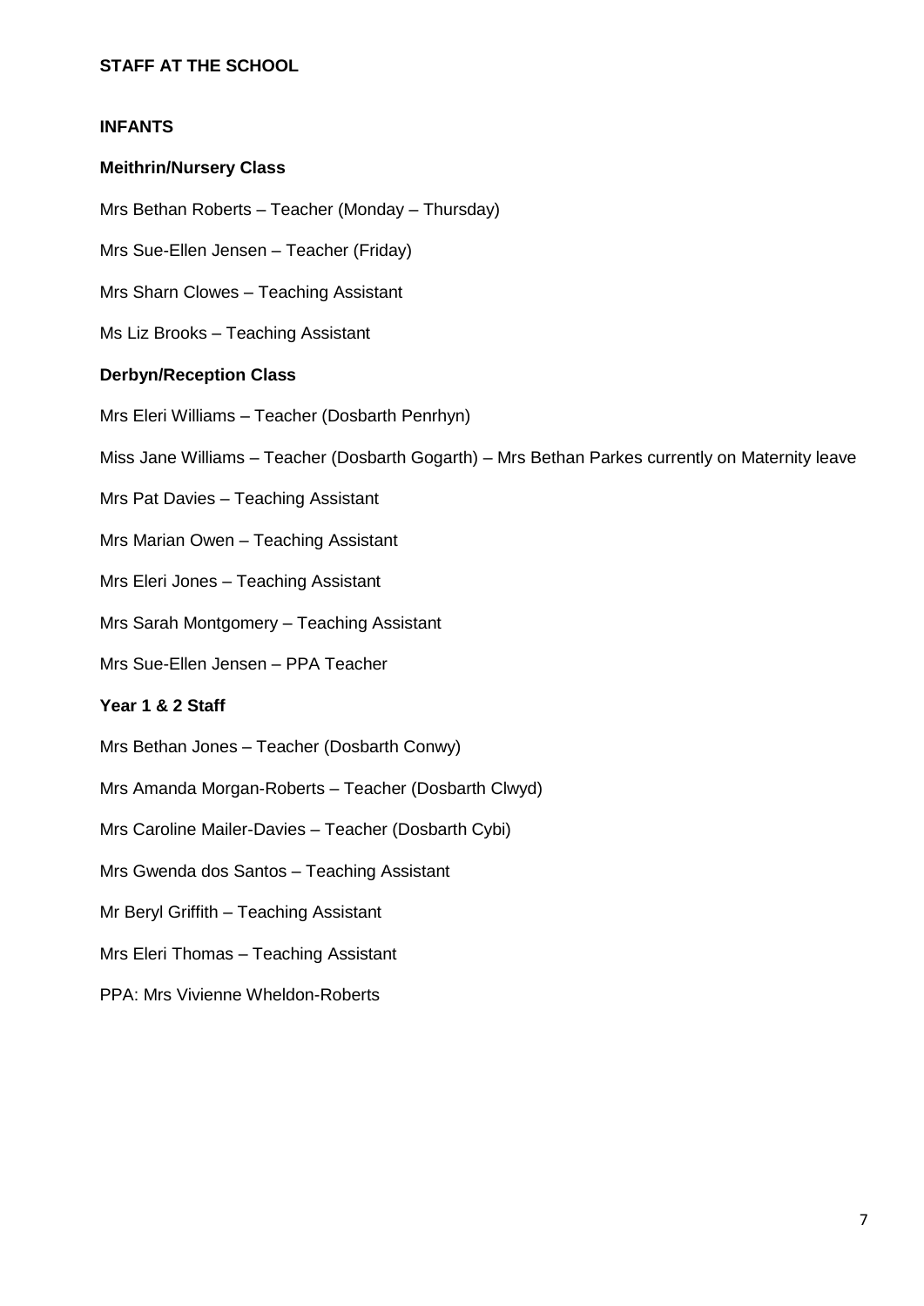## STAFF AT THE SCHOOL

### INFANTS

#### Meithrin/Nursery Class

Mrs Bethan Roberts – Teacher (Monday – Thursday)

Mrs Sue-Ellen Jensen – Teacher (Friday)

Mrs Sharn Clowes – Teaching Assistant

Ms Liz Brooks – Teaching Assistant

#### Derbyn/Reception Class

Mrs Eleri Williams – Teacher (Dosbarth Penrhyn)

Miss Jane Williams – Teacher (Dosbarth Gogarth) – Mrs Bethan Parkes currently on Maternity leave

Mrs Pat Davies – Teaching Assistant

Mrs Marian Owen – Teaching Assistant

Mrs Eleri Jones – Teaching Assistant

Mrs Sarah Montgomery – Teaching Assistant

Mrs Sue-Ellen Jensen – PPA Teacher

#### Year 1 & 2 Staff

Mrs Bethan Jones – Teacher (Dosbarth Conwy)

Mrs Amanda Morgan-Roberts – Teacher (Dosbarth Clwyd)

Mrs Caroline Mailer-Davies – Teacher (Dosbarth Cybi)

Mrs Gwenda dos Santos – Teaching Assistant

Mr Beryl Griffith – Teaching Assistant

Mrs Eleri Thomas – Teaching Assistant

PPA: Mrs Vivienne Wheldon-Roberts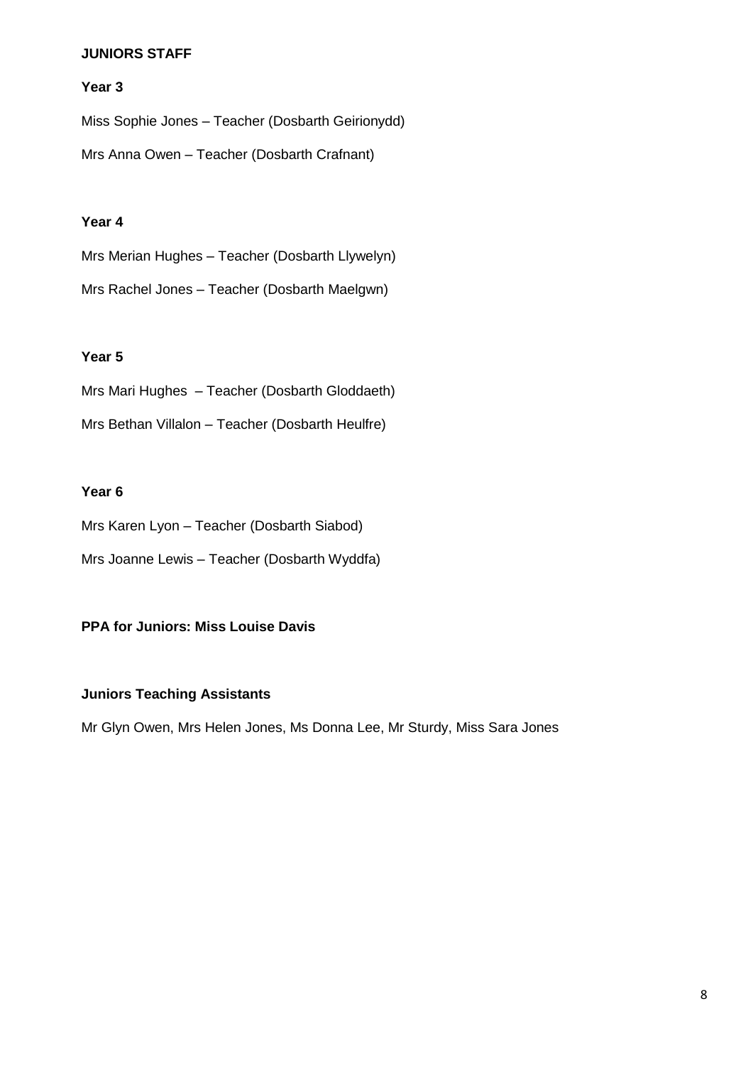## JUNIORS STAFF

### Year 3

Miss Sophie Jones – Teacher (Dosbarth Geirionydd)

Mrs Anna Owen – Teacher (Dosbarth Crafnant)

### Year 4

Mrs Merian Hughes – Teacher (Dosbarth Llywelyn)

Mrs Rachel Jones – Teacher (Dosbarth Maelgwn)

### Year 5

Mrs Mari Hughes – Teacher (Dosbarth Gloddaeth)

Mrs Bethan Villalon – Teacher (Dosbarth Heulfre)

### Year 6

Mrs Karen Lyon – Teacher (Dosbarth Siabod)

Mrs Joanne Lewis – Teacher (Dosbarth Wyddfa)

**PPA for Juniors: Miss Louise Davis**

### Juniors Teaching Assistants

Mr Glyn Owen, Mrs Helen Jones, Ms Donna Lee, Mr Sturdy, Miss Sara Jones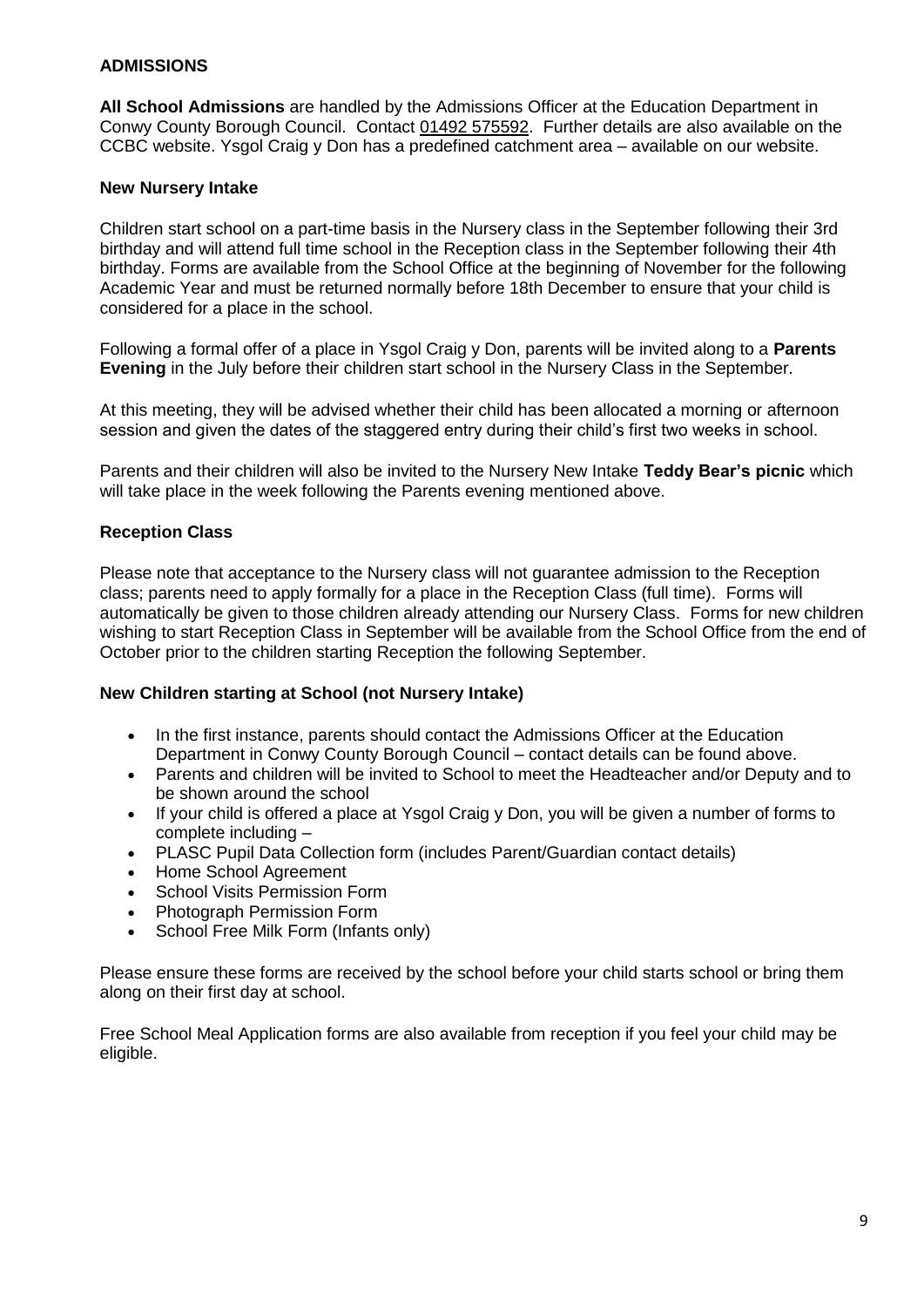## ADMISSIONS

**All School Admissions** are handled by the Admissions Officer at the Education Department in Conwy County Borough Council. Contact 01492 575592. Further details are also available on the CCBC website. Ysgol Craig y Don has a predefined catchment area – available on our website.

### New Nursery Intake

Children start school on a part-time basis in the Nursery class in the September following their 3rd birthday and will attend full time school in the Reception class in the September following their 4th birthday. Forms are available from the School Office at the beginning of November for the following Academic Year and must be returned normally before 18th December to ensure that your child is considered for a place in the school.

Following a formal offer of a place in Ysgol Craig y Don, parents will be invited along to a **Parents Evening** in the July before their children start school in the Nursery Class in the September.

At this meeting, they will be advised whether their child has been allocated a morning or afternoon session and given the dates of the staggered entry during their child's first two weeks in school.

Parents and their children will also be invited to the Nursery New Intake **Teddy Bear's picnic** which will take place in the week following the Parents evening mentioned above.

### Reception Class

Please note that acceptance to the Nursery class will not guarantee admission to the Reception class; parents need to apply formally for a place in the Reception Class (full time). Forms will automatically be given to those children already attending our Nursery Class. Forms for new children wishing to start Reception Class in September will be available from the School Office from the end of October prior to the children starting Reception the following September.

### New Children starting at School (not Nursery Intake)

- In the first instance, parents should contact the Admissions Officer at the Education Department in Conwy County Borough Council – contact details can be found above.
- Parents and children will be invited to School to meet the Headteacher and/or Deputy and to be shown around the school
- If your child is offered a place at Ysgol Craig y Don, you will be given a number of forms to complete including –
- PLASC Pupil Data Collection form (includes Parent/Guardian contact details)
- Home School Agreement
- School Visits Permission Form
- Photograph Permission Form
- School Free Milk Form (Infants only)

Please ensure these forms are received by the school before your child starts school or bring them along on their first day at school.

Free School Meal Application forms are also available from reception if you feel your child may be eligible.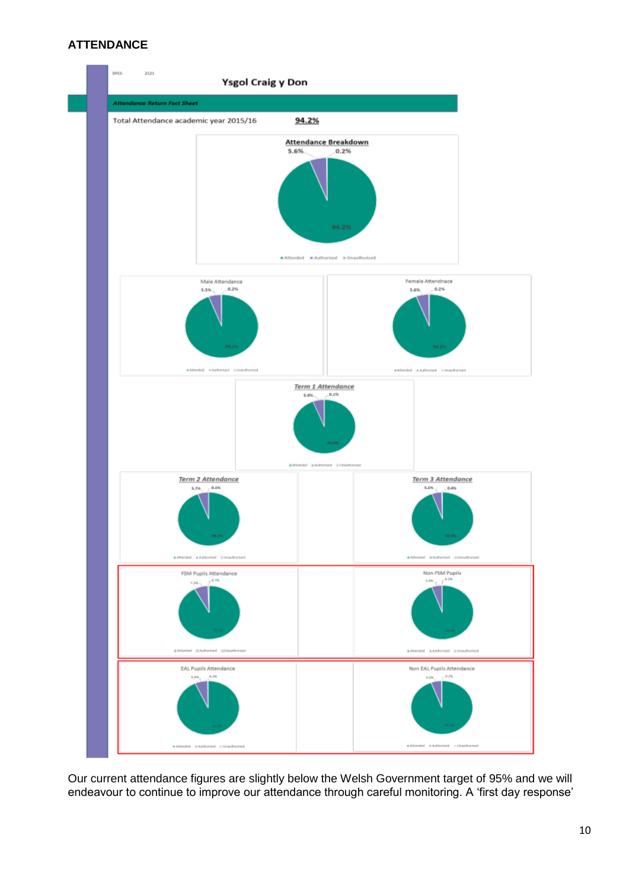## ATTENDANCE

DFES 2121

**Ysgol Craig y Don**

*Attendance Return Fact Sheet*

Total Attendance academic year 2015/16 **94.2%**

**Attendance Breakdown**

5.6% 0.2%

94.2%

Attended Authorised Unauthorised

Male Attendance

5.5% 0.2%

Female Attendnace

5.6% 0.2%

*Term 1 Attendance*

5.9% 0.1%

*Term 2 Attendance*

5.7% 0.1%

*Term 3 Attendance*

5.1% 0.4%

FSM Pupils Attendance

Non FSM Pupils

EAL Pupils Attendance

Non EAL Pupils Attendance

Our current attendance figures are slightly below the Welsh Government target of 95% and we will endeavour to continue to improve our attendance through careful monitoring. A 'first day response'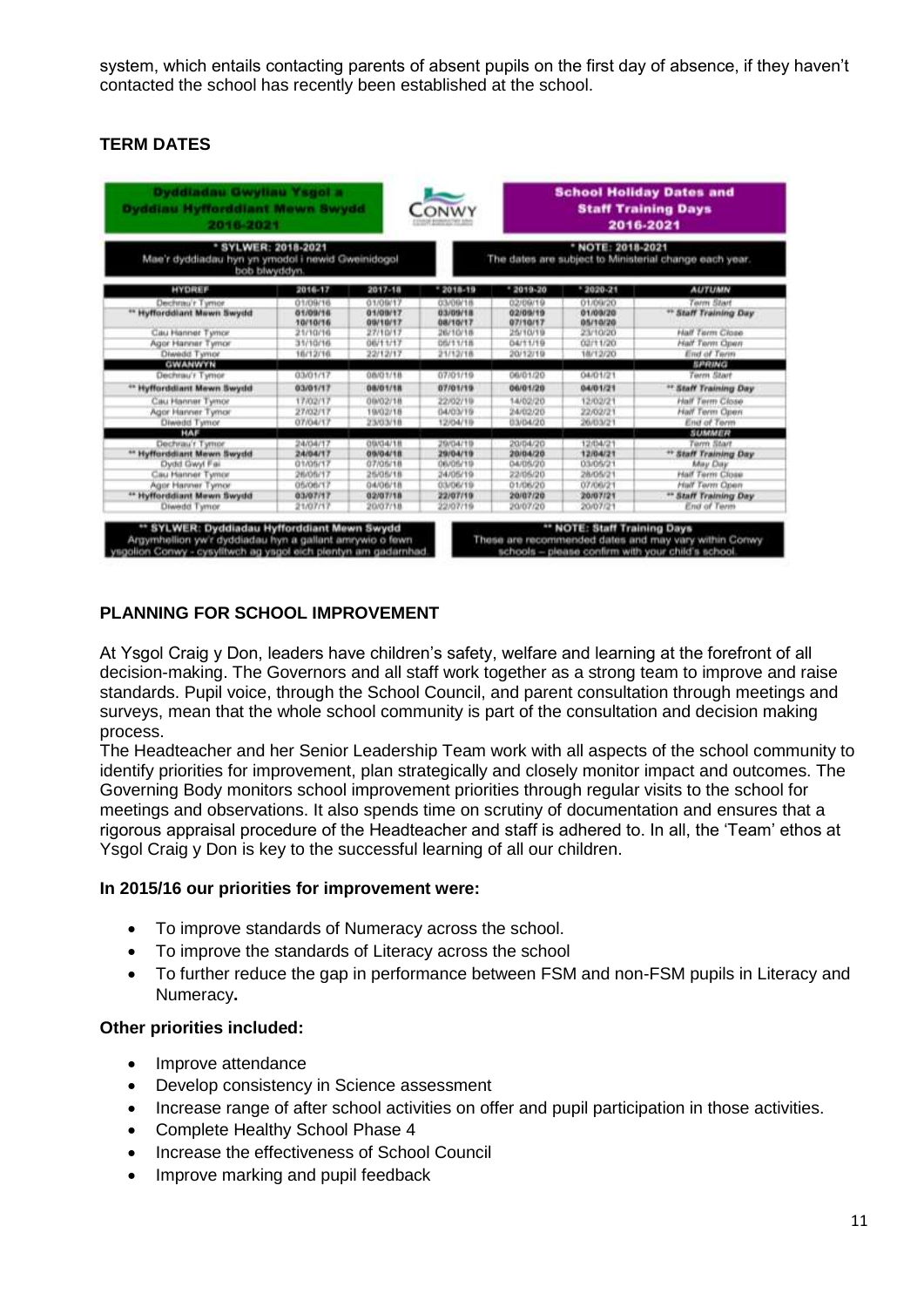system, which entails contacting parents of absent pupils on the first day of absence, if they haven't contacted the school has recently been established at the school.

## TERM DATES

| Dyddiadau Gwyliau Ysgol a Dyddiau Hyfforddiant Mewn Swydd 2016-2021 | | CONWY | | School Holiday Dates and Staff Training Days 2016-2021 | |
|---|---|---|---|---|---|
| * SYLWER: 2018-2021 Mae'r dyddiadau hyn yn ymodol i newid Gweinidogol bob blwyddyn. | | | * NOTE: 2018-2021 The dates are subject to Ministerial change each year. | | |
| HYDREF | 2016-17 | 2017-18 | * 2018-19 | * 2019-20 | * 2020-21 | AUTUMN |
| Dechrau'r Tymor | 01/09/16 | 01/09/17 | 03/09/18 | 02/09/19 | 01/09/20 | Term Start |
| ** Hyfforddiant Mewn Swydd | 01/09/16 10/10/16 | 01/09/17 09/10/17 | 03/09/18 08/10/17 | 02/09/19 07/10/17 | 01/09/20 05/10/20 | ** Staff Training Day |
| Cau Hanner Tymor | 21/10/16 | 27/10/17 | 26/10/18 | 25/10/19 | 23/10/20 | Half Term Close |
| Agor Hanner Tymor | 31/10/16 | 06/11/17 | 05/11/18 | 04/11/19 | 02/11/20 | Half Term Open |
| Diwedd Tymor | 16/12/16 | 22/12/17 | 21/12/18 | 20/12/19 | 18/12/20 | End of Term |
| GWANWYN | | | | | | SPRING |
| Dechrau'r Tymor | 03/01/17 | 08/01/18 | 07/01/19 | 06/01/20 | 04/01/21 | Term Start |
| ** Hyfforddiant Mewn Swydd | 03/01/17 | 08/01/18 | 07/01/19 | 06/01/20 | 04/01/21 | ** Staff Training Day |
| Cau Hanner Tymor | 17/02/17 | 09/02/18 | 22/02/19 | 14/02/20 | 12/02/21 | Half Term Close |
| Agor Hanner Tymor | 27/02/17 | 19/02/18 | 04/03/19 | 24/02/20 | 22/02/21 | Half Term Open |
| Diwedd Tymor | 07/04/17 | 23/03/18 | 12/04/19 | 03/04/20 | 26/03/21 | End of Term |
| HAF | | | | | | SUMMER |
| Dechrau'r Tymor | 24/04/17 | 09/04/18 | 29/04/19 | 20/04/20 | 12/04/21 | Term Start |
| ** Hyfforddiant Mewn Swydd | 24/04/17 | 09/04/18 | 29/04/19 | 20/04/20 | 12/04/21 | ** Staff Training Day |
| Dydd Gwyl Fai | 01/05/17 | 07/05/18 | 06/05/19 | 04/05/20 | 03/05/21 | May Day |
| Cau Hanner Tymor | 26/05/17 | 25/05/18 | 24/05/19 | 22/05/20 | 28/05/21 | Half Term Close |
| Agor Hanner Tymor | 05/06/17 | 04/06/18 | 03/06/19 | 01/06/20 | 07/06/21 | Half Term Open |
| ** Hyfforddiant Mewn Swydd | 03/07/17 | 02/07/18 | 22/07/19 | 20/07/20 | 20/07/21 | ** Staff Training Day |
| Diwedd Tymor | 21/07/17 | 20/07/18 | 22/07/19 | 20/07/20 | 20/07/21 | End of Term |

** SYLWER: Dyddiadau Hyfforddiant Mewn Swydd
Argymhellion yw'r dyddiadau hyn a gallant amrywio o fewn ysgolion Conwy - cysylltwch ag ysgol eich plentyn am gadarnhad.

** NOTE: Staff Training Days
These are recommended dates and may vary within Conwy schools – please confirm with your child's school.

## PLANNING FOR SCHOOL IMPROVEMENT

At Ysgol Craig y Don, leaders have children's safety, welfare and learning at the forefront of all decision-making. The Governors and all staff work together as a strong team to improve and raise standards. Pupil voice, through the School Council, and parent consultation through meetings and surveys, mean that the whole school community is part of the consultation and decision making process.

The Headteacher and her Senior Leadership Team work with all aspects of the school community to identify priorities for improvement, plan strategically and closely monitor impact and outcomes. The Governing Body monitors school improvement priorities through regular visits to the school for meetings and observations. It also spends time on scrutiny of documentation and ensures that a rigorous appraisal procedure of the Headteacher and staff is adhered to. In all, the 'Team' ethos at Ysgol Craig y Don is key to the successful learning of all our children.

**In 2015/16 our priorities for improvement were:**

- To improve standards of Numeracy across the school.
- To improve the standards of Literacy across the school
- To further reduce the gap in performance between FSM and non-FSM pupils in Literacy and Numeracy**.**

**Other priorities included:**

- Improve attendance
- Develop consistency in Science assessment
- Increase range of after school activities on offer and pupil participation in those activities.
- Complete Healthy School Phase 4
- Increase the effectiveness of School Council
- Improve marking and pupil feedback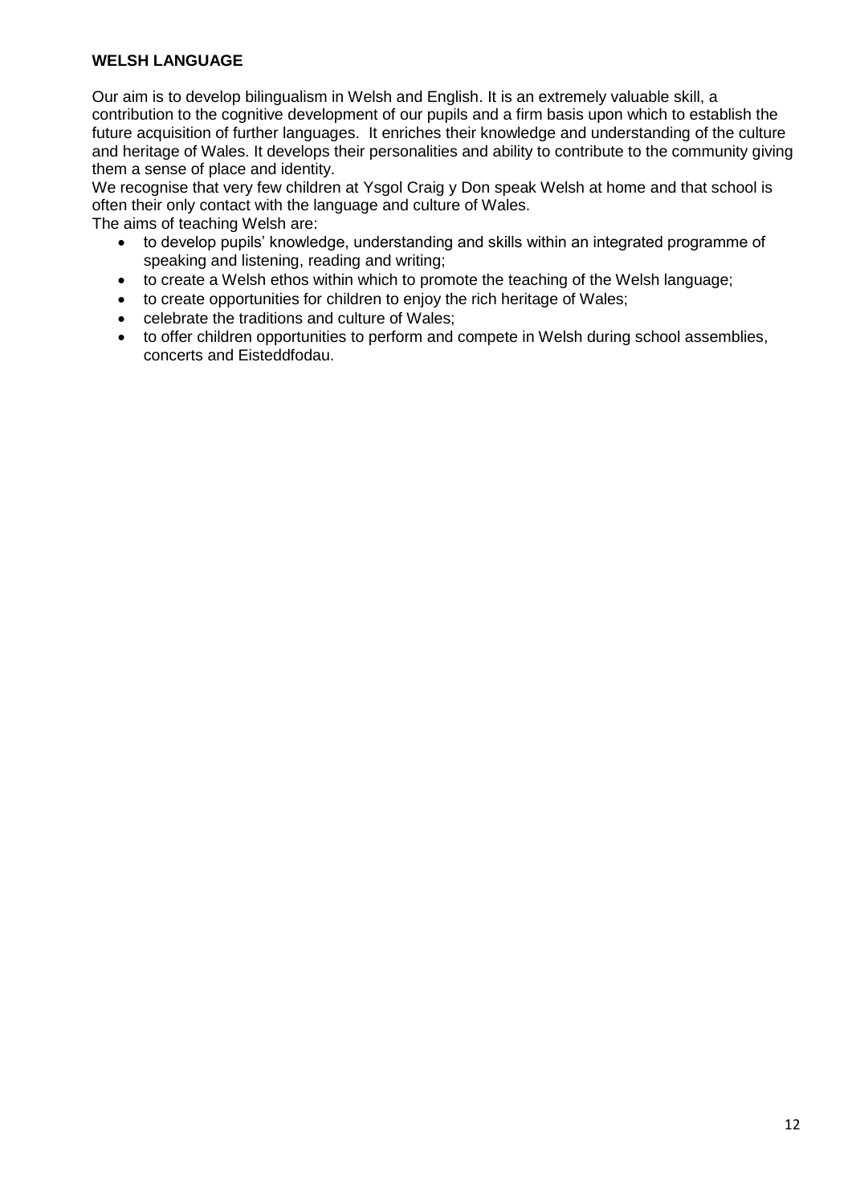## WELSH LANGUAGE

Our aim is to develop bilingualism in Welsh and English. It is an extremely valuable skill, a contribution to the cognitive development of our pupils and a firm basis upon which to establish the future acquisition of further languages. It enriches their knowledge and understanding of the culture and heritage of Wales. It develops their personalities and ability to contribute to the community giving them a sense of place and identity.

We recognise that very few children at Ysgol Craig y Don speak Welsh at home and that school is often their only contact with the language and culture of Wales.

The aims of teaching Welsh are:

- to develop pupils' knowledge, understanding and skills within an integrated programme of speaking and listening, reading and writing;
- to create a Welsh ethos within which to promote the teaching of the Welsh language;
- to create opportunities for children to enjoy the rich heritage of Wales;
- celebrate the traditions and culture of Wales;
- to offer children opportunities to perform and compete in Welsh during school assemblies, concerts and Eisteddfodau.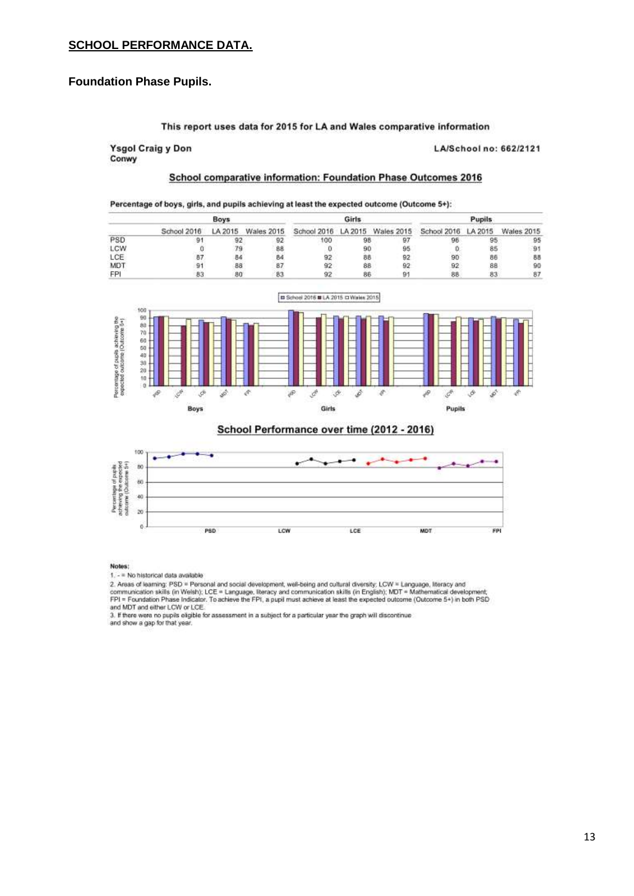## SCHOOL PERFORMANCE DATA.

### Foundation Phase Pupils.

This report uses data for 2015 for LA and Wales comparative information

**Ysgol Craig y Don**
**Conwy**

**LA/School no: 662/2121**

**School comparative information: Foundation Phase Outcomes 2016**

**Percentage of boys, girls, and pupils achieving at least the expected outcome (Outcome 5+):**

| | Boys | | | Girls | | | Pupils | | |
|---|---|---|---|---|---|---|---|---|---|
| | School 2016 | LA 2015 | Wales 2015 | School 2016 | LA 2015 | Wales 2015 | School 2016 | LA 2015 | Wales 2015 |
| PSD | 91 | 92 | 92 | 100 | 98 | 97 | 96 | 95 | 95 |
| LCW | 0 | 79 | 88 | 0 | 90 | 95 | 0 | 85 | 91 |
| LCE | 87 | 84 | 84 | 92 | 88 | 92 | 90 | 86 | 88 |
| MDT | 91 | 88 | 87 | 92 | 88 | 92 | 92 | 88 | 90 |
| FPI | 83 | 80 | 83 | 92 | 86 | 91 | 88 | 83 | 87 |

**School Performance over time (2012 - 2016)**

**Notes:**

1. - = No historical data available
2. Areas of learning: PSD = Personal and social development, well-being and cultural diversity; LCW = Language, literacy and communication skills (in Welsh); LCE = Language, literacy and communication skills (in English); MDT = Mathematical development; FPI = Foundation Phase Indicator. To achieve the FPI, a pupil must achieve at least the expected outcome (Outcome 5+) in both PSD and MDT and either LCW or LCE.
3. If there were no pupils eligible for assessment in a subject for a particular year the graph will discontinue and show a gap for that year.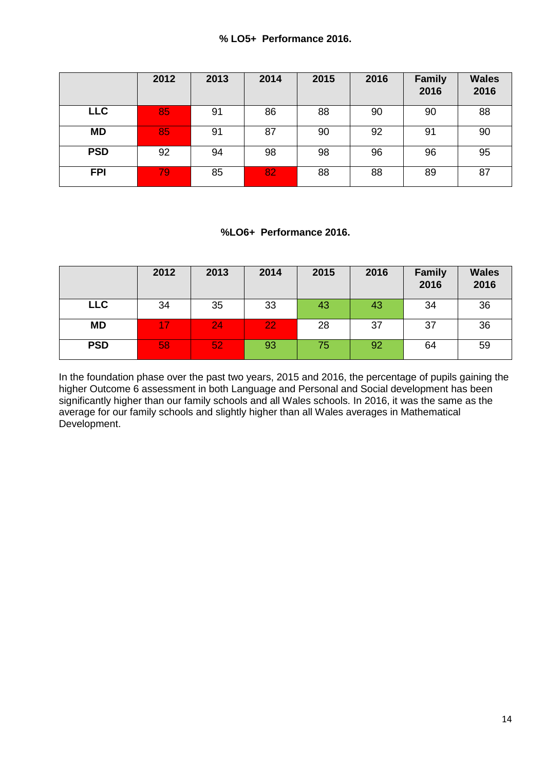**% LO5+ Performance 2016.**

| | 2012 | 2013 | 2014 | 2015 | 2016 | Family 2016 | Wales 2016 |
|---|---|---|---|---|---|---|---|
| **LLC** | 85 | 91 | 86 | 88 | 90 | 90 | 88 |
| **MD** | 85 | 91 | 87 | 90 | 92 | 91 | 90 |
| **PSD** | 92 | 94 | 98 | 98 | 96 | 96 | 95 |
| **FPI** | 79 | 85 | 82 | 88 | 88 | 89 | 87 |

**%LO6+ Performance 2016.**

| | 2012 | 2013 | 2014 | 2015 | 2016 | Family 2016 | Wales 2016 |
|---|---|---|---|---|---|---|---|
| **LLC** | 34 | 35 | 33 | 43 | 43 | 34 | 36 |
| **MD** | 17 | 24 | 22 | 28 | 37 | 37 | 36 |
| **PSD** | 58 | 52 | 93 | 75 | 92 | 64 | 59 |

In the foundation phase over the past two years, 2015 and 2016, the percentage of pupils gaining the higher Outcome 6 assessment in both Language and Personal and Social development has been significantly higher than our family schools and all Wales schools. In 2016, it was the same as the average for our family schools and slightly higher than all Wales averages in Mathematical Development.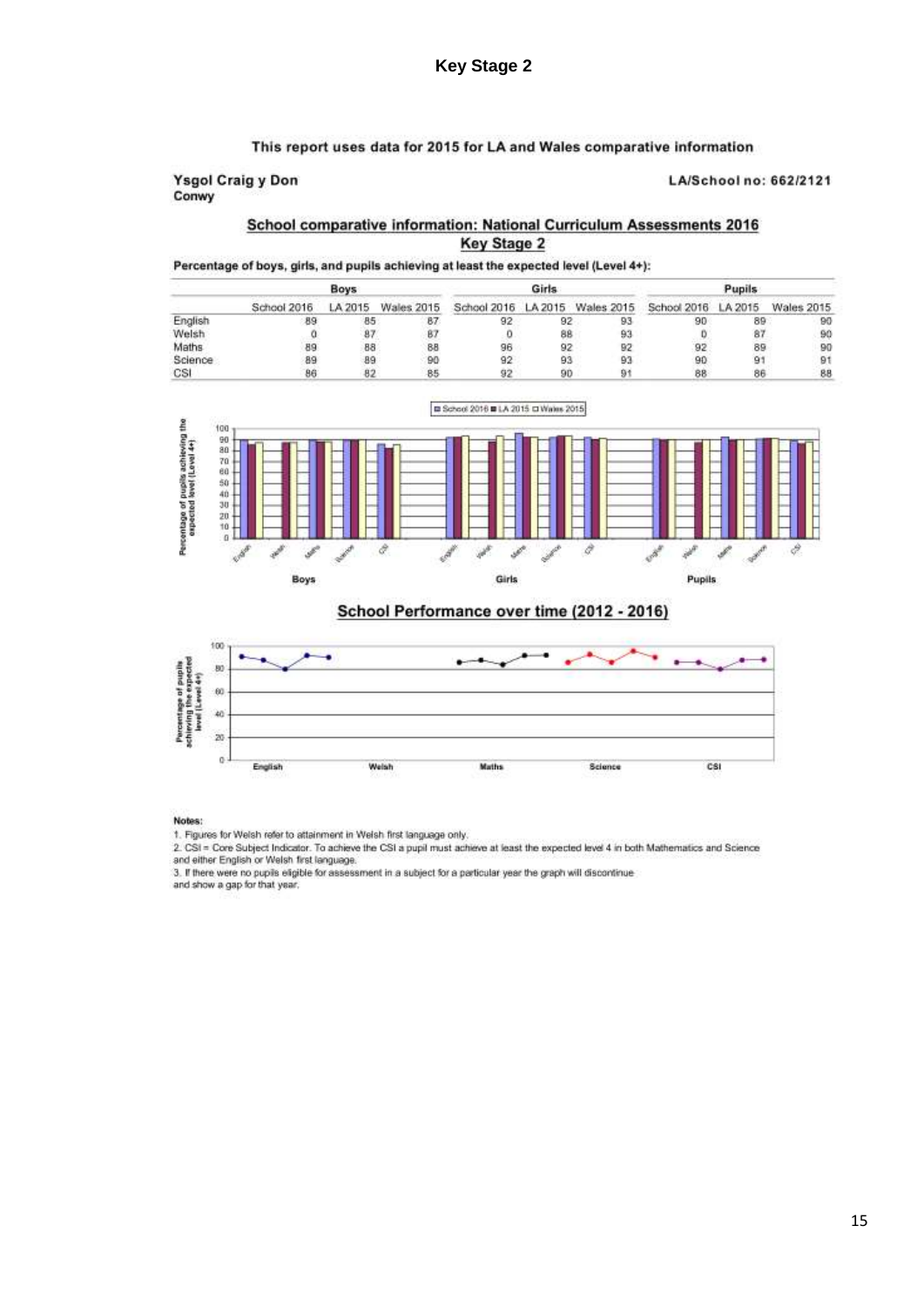# Key Stage 2

This report uses data for 2015 for LA and Wales comparative information

**Ysgol Craig y Don**
**Conwy**

**LA/School no: 662/2121**

## School comparative information: National Curriculum Assessments 2016
## Key Stage 2

**Percentage of boys, girls, and pupils achieving at least the expected level (Level 4+):**

| | Boys | | | Girls | | | Pupils | | |
|---|---|---|---|---|---|---|---|---|---|
| | School 2016 | LA 2015 | Wales 2015 | School 2016 | LA 2015 | Wales 2015 | School 2016 | LA 2015 | Wales 2015 |
| English | 89 | 85 | 87 | 92 | 92 | 93 | 90 | 89 | 90 |
| Welsh | 0 | 87 | 87 | 0 | 88 | 93 | 0 | 87 | 90 |
| Maths | 89 | 88 | 88 | 96 | 92 | 92 | 92 | 89 | 90 |
| Science | 89 | 89 | 90 | 92 | 93 | 93 | 90 | 91 | 91 |
| CSI | 86 | 82 | 85 | 92 | 90 | 91 | 88 | 86 | 88 |

## School Performance over time (2012 - 2016)

**Notes:**

1. Figures for Welsh refer to attainment in Welsh first language only.
2. CSI = Core Subject Indicator. To achieve the CSI a pupil must achieve at least the expected level 4 in both Mathematics and Science and either English or Welsh first language.
3. If there were no pupils eligible for assessment in a subject for a particular year the graph will discontinue and show a gap for that year.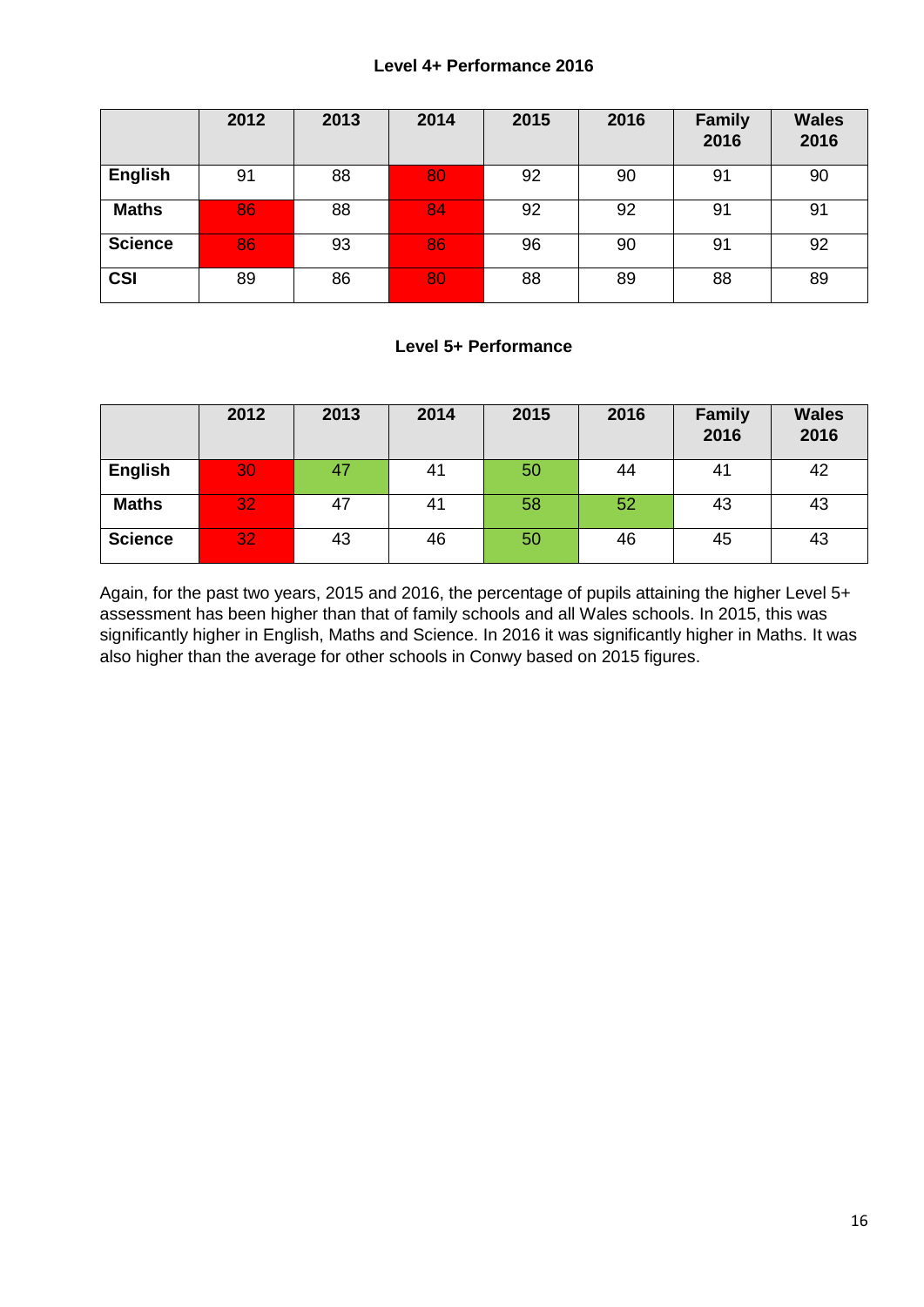### Level 4+ Performance 2016

| | 2012 | 2013 | 2014 | 2015 | 2016 | Family 2016 | Wales 2016 |
|---|---|---|---|---|---|---|---|
| **English** | 91 | 88 | 80 | 92 | 90 | 91 | 90 |
| **Maths** | 86 | 88 | 84 | 92 | 92 | 91 | 91 |
| **Science** | 86 | 93 | 86 | 96 | 90 | 91 | 92 |
| **CSI** | 89 | 86 | 80 | 88 | 89 | 88 | 89 |

### Level 5+ Performance

| | 2012 | 2013 | 2014 | 2015 | 2016 | Family 2016 | Wales 2016 |
|---|---|---|---|---|---|---|---|
| **English** | 30 | 47 | 41 | 50 | 44 | 41 | 42 |
| **Maths** | 32 | 47 | 41 | 58 | 52 | 43 | 43 |
| **Science** | 32 | 43 | 46 | 50 | 46 | 45 | 43 |

Again, for the past two years, 2015 and 2016, the percentage of pupils attaining the higher Level 5+ assessment has been higher than that of family schools and all Wales schools. In 2015, this was significantly higher in English, Maths and Science. In 2016 it was significantly higher in Maths. It was also higher than the average for other schools in Conwy based on 2015 figures.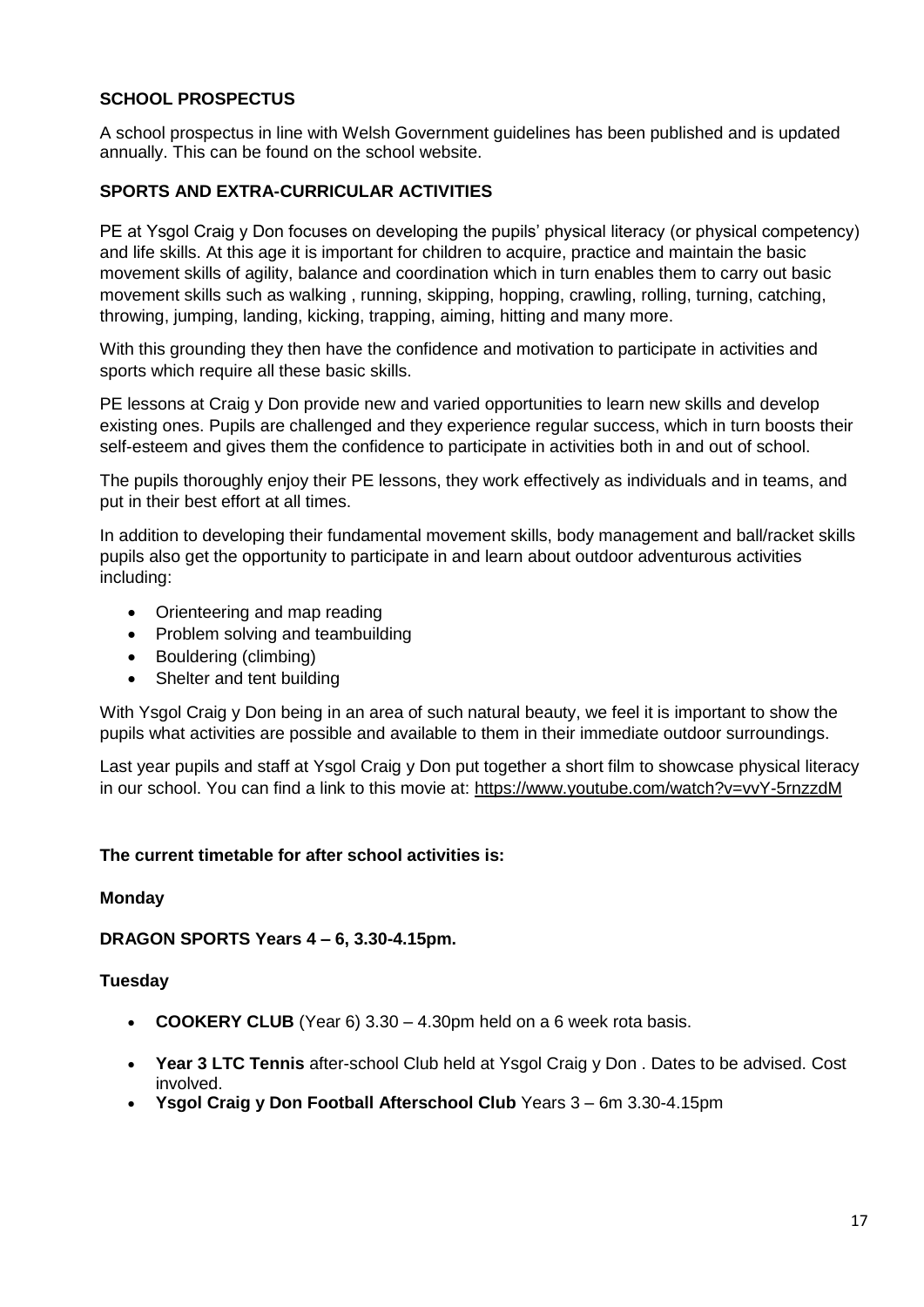## SCHOOL PROSPECTUS

A school prospectus in line with Welsh Government guidelines has been published and is updated annually. This can be found on the school website.

## SPORTS AND EXTRA-CURRICULAR ACTIVITIES

PE at Ysgol Craig y Don focuses on developing the pupils' physical literacy (or physical competency) and life skills. At this age it is important for children to acquire, practice and maintain the basic movement skills of agility, balance and coordination which in turn enables them to carry out basic movement skills such as walking , running, skipping, hopping, crawling, rolling, turning, catching, throwing, jumping, landing, kicking, trapping, aiming, hitting and many more.

With this grounding they then have the confidence and motivation to participate in activities and sports which require all these basic skills.

PE lessons at Craig y Don provide new and varied opportunities to learn new skills and develop existing ones. Pupils are challenged and they experience regular success, which in turn boosts their self-esteem and gives them the confidence to participate in activities both in and out of school.

The pupils thoroughly enjoy their PE lessons, they work effectively as individuals and in teams, and put in their best effort at all times.

In addition to developing their fundamental movement skills, body management and ball/racket skills pupils also get the opportunity to participate in and learn about outdoor adventurous activities including:

- Orienteering and map reading
- Problem solving and teambuilding
- Bouldering (climbing)
- Shelter and tent building

With Ysgol Craig y Don being in an area of such natural beauty, we feel it is important to show the pupils what activities are possible and available to them in their immediate outdoor surroundings.

Last year pupils and staff at Ysgol Craig y Don put together a short film to showcase physical literacy in our school. You can find a link to this movie at: https://www.youtube.com/watch?v=vvY-5rnzzdM

**The current timetable for after school activities is:**

**Monday**

**DRAGON SPORTS Years 4 – 6, 3.30-4.15pm.**

**Tuesday**

- **COOKERY CLUB** (Year 6) 3.30 – 4.30pm held on a 6 week rota basis.
- **Year 3 LTC Tennis** after-school Club held at Ysgol Craig y Don . Dates to be advised. Cost involved.
- **Ysgol Craig y Don Football Afterschool Club** Years 3 – 6m 3.30-4.15pm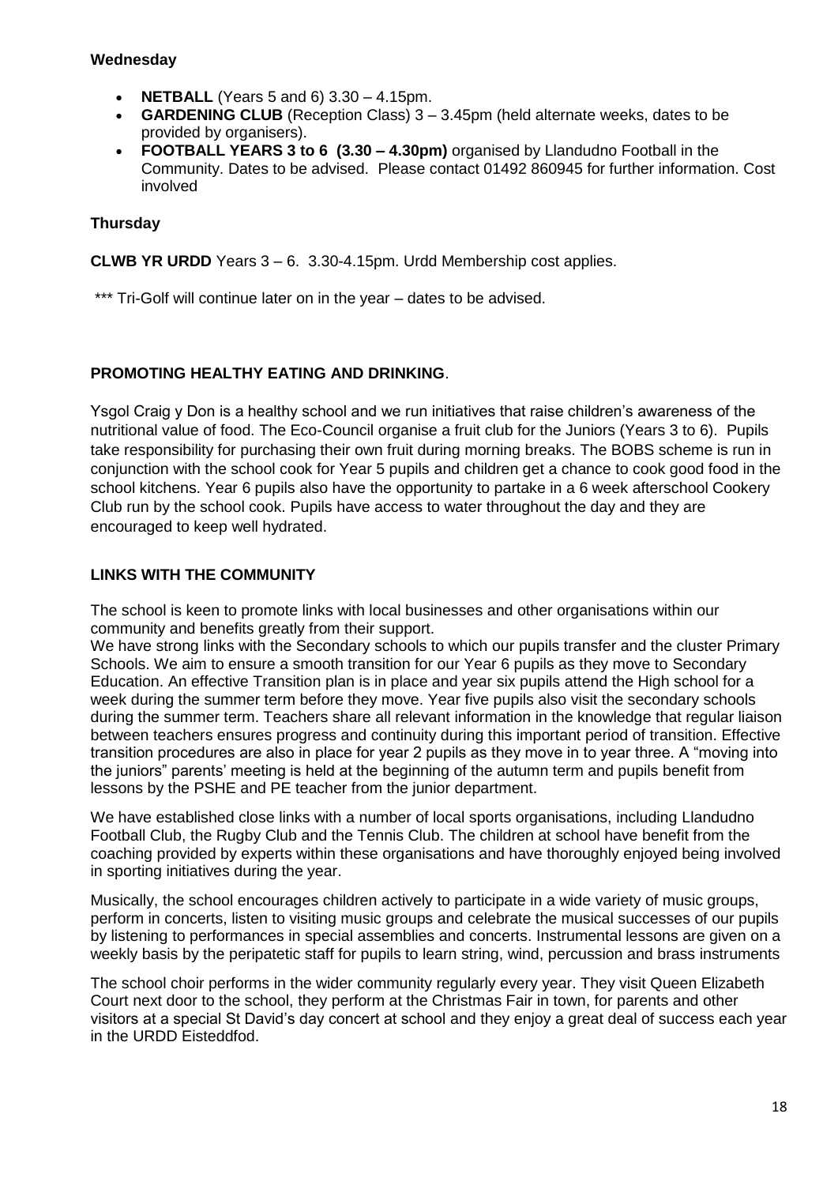**Wednesday**

- **NETBALL** (Years 5 and 6) 3.30 – 4.15pm.
- **GARDENING CLUB** (Reception Class) 3 – 3.45pm (held alternate weeks, dates to be provided by organisers).
- **FOOTBALL YEARS 3 to 6 (3.30 – 4.30pm)** organised by Llandudno Football in the Community. Dates to be advised. Please contact 01492 860945 for further information. Cost involved

**Thursday**

**CLWB YR URDD** Years 3 – 6. 3.30-4.15pm. Urdd Membership cost applies.

*** Tri-Golf will continue later on in the year – dates to be advised.

## PROMOTING HEALTHY EATING AND DRINKING.

Ysgol Craig y Don is a healthy school and we run initiatives that raise children's awareness of the nutritional value of food. The Eco-Council organise a fruit club for the Juniors (Years 3 to 6). Pupils take responsibility for purchasing their own fruit during morning breaks. The BOBS scheme is run in conjunction with the school cook for Year 5 pupils and children get a chance to cook good food in the school kitchens. Year 6 pupils also have the opportunity to partake in a 6 week afterschool Cookery Club run by the school cook. Pupils have access to water throughout the day and they are encouraged to keep well hydrated.

## LINKS WITH THE COMMUNITY

The school is keen to promote links with local businesses and other organisations within our community and benefits greatly from their support.

We have strong links with the Secondary schools to which our pupils transfer and the cluster Primary Schools. We aim to ensure a smooth transition for our Year 6 pupils as they move to Secondary Education. An effective Transition plan is in place and year six pupils attend the High school for a week during the summer term before they move. Year five pupils also visit the secondary schools during the summer term. Teachers share all relevant information in the knowledge that regular liaison between teachers ensures progress and continuity during this important period of transition. Effective transition procedures are also in place for year 2 pupils as they move in to year three. A "moving into the juniors" parents' meeting is held at the beginning of the autumn term and pupils benefit from lessons by the PSHE and PE teacher from the junior department.

We have established close links with a number of local sports organisations, including Llandudno Football Club, the Rugby Club and the Tennis Club. The children at school have benefit from the coaching provided by experts within these organisations and have thoroughly enjoyed being involved in sporting initiatives during the year.

Musically, the school encourages children actively to participate in a wide variety of music groups, perform in concerts, listen to visiting music groups and celebrate the musical successes of our pupils by listening to performances in special assemblies and concerts. Instrumental lessons are given on a weekly basis by the peripatetic staff for pupils to learn string, wind, percussion and brass instruments

The school choir performs in the wider community regularly every year. They visit Queen Elizabeth Court next door to the school, they perform at the Christmas Fair in town, for parents and other visitors at a special St David's day concert at school and they enjoy a great deal of success each year in the URDD Eisteddfod.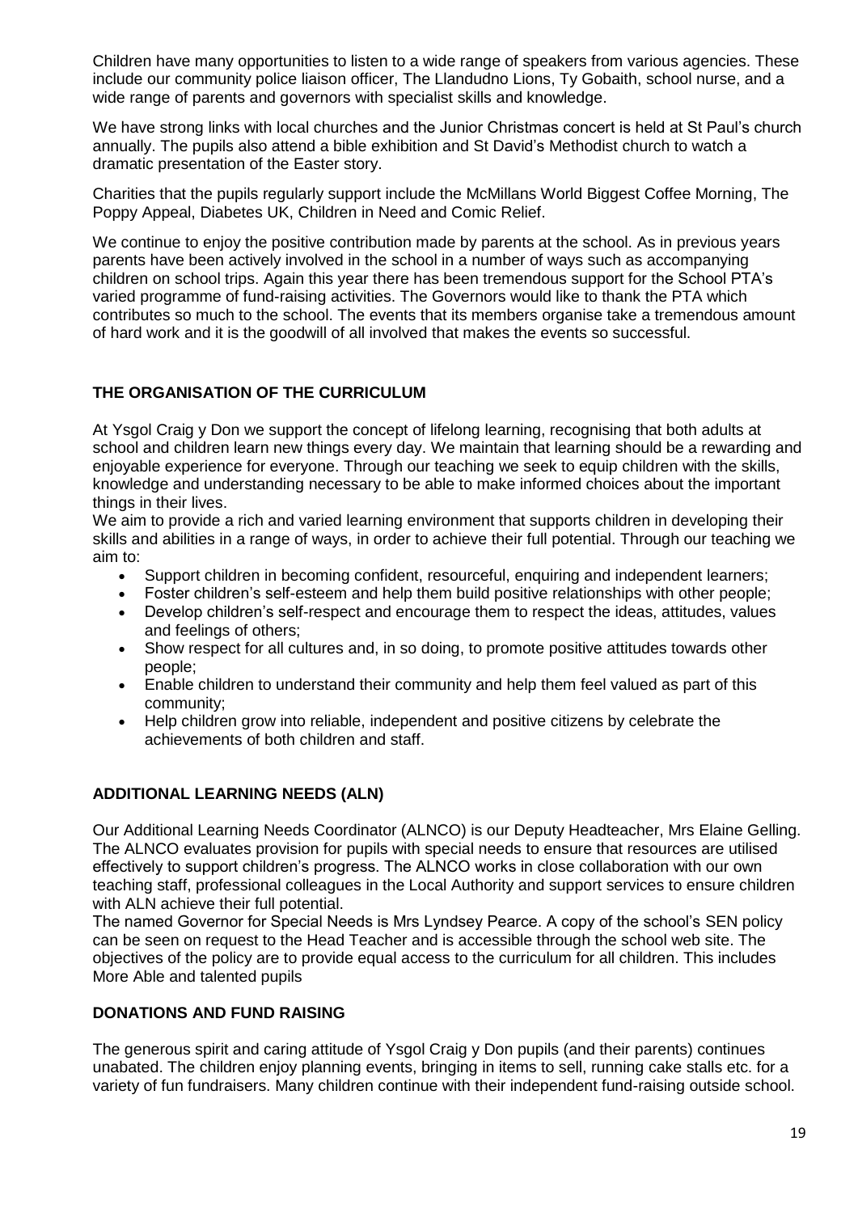Children have many opportunities to listen to a wide range of speakers from various agencies. These include our community police liaison officer, The Llandudno Lions, Ty Gobaith, school nurse, and a wide range of parents and governors with specialist skills and knowledge.

We have strong links with local churches and the Junior Christmas concert is held at St Paul's church annually. The pupils also attend a bible exhibition and St David's Methodist church to watch a dramatic presentation of the Easter story.

Charities that the pupils regularly support include the McMillans World Biggest Coffee Morning, The Poppy Appeal, Diabetes UK, Children in Need and Comic Relief.

We continue to enjoy the positive contribution made by parents at the school. As in previous years parents have been actively involved in the school in a number of ways such as accompanying children on school trips. Again this year there has been tremendous support for the School PTA's varied programme of fund-raising activities. The Governors would like to thank the PTA which contributes so much to the school. The events that its members organise take a tremendous amount of hard work and it is the goodwill of all involved that makes the events so successful.

## THE ORGANISATION OF THE CURRICULUM

At Ysgol Craig y Don we support the concept of lifelong learning, recognising that both adults at school and children learn new things every day. We maintain that learning should be a rewarding and enjoyable experience for everyone. Through our teaching we seek to equip children with the skills, knowledge and understanding necessary to be able to make informed choices about the important things in their lives.

We aim to provide a rich and varied learning environment that supports children in developing their skills and abilities in a range of ways, in order to achieve their full potential. Through our teaching we aim to:

- Support children in becoming confident, resourceful, enquiring and independent learners;
- Foster children's self-esteem and help them build positive relationships with other people;
- Develop children's self-respect and encourage them to respect the ideas, attitudes, values and feelings of others;
- Show respect for all cultures and, in so doing, to promote positive attitudes towards other people;
- Enable children to understand their community and help them feel valued as part of this community;
- Help children grow into reliable, independent and positive citizens by celebrate the achievements of both children and staff.

## ADDITIONAL LEARNING NEEDS (ALN)

Our Additional Learning Needs Coordinator (ALNCO) is our Deputy Headteacher, Mrs Elaine Gelling. The ALNCO evaluates provision for pupils with special needs to ensure that resources are utilised effectively to support children's progress. The ALNCO works in close collaboration with our own teaching staff, professional colleagues in the Local Authority and support services to ensure children with ALN achieve their full potential.

The named Governor for Special Needs is Mrs Lyndsey Pearce. A copy of the school's SEN policy can be seen on request to the Head Teacher and is accessible through the school web site. The objectives of the policy are to provide equal access to the curriculum for all children. This includes More Able and talented pupils

## DONATIONS AND FUND RAISING

The generous spirit and caring attitude of Ysgol Craig y Don pupils (and their parents) continues unabated. The children enjoy planning events, bringing in items to sell, running cake stalls etc. for a variety of fun fundraisers. Many children continue with their independent fund-raising outside school.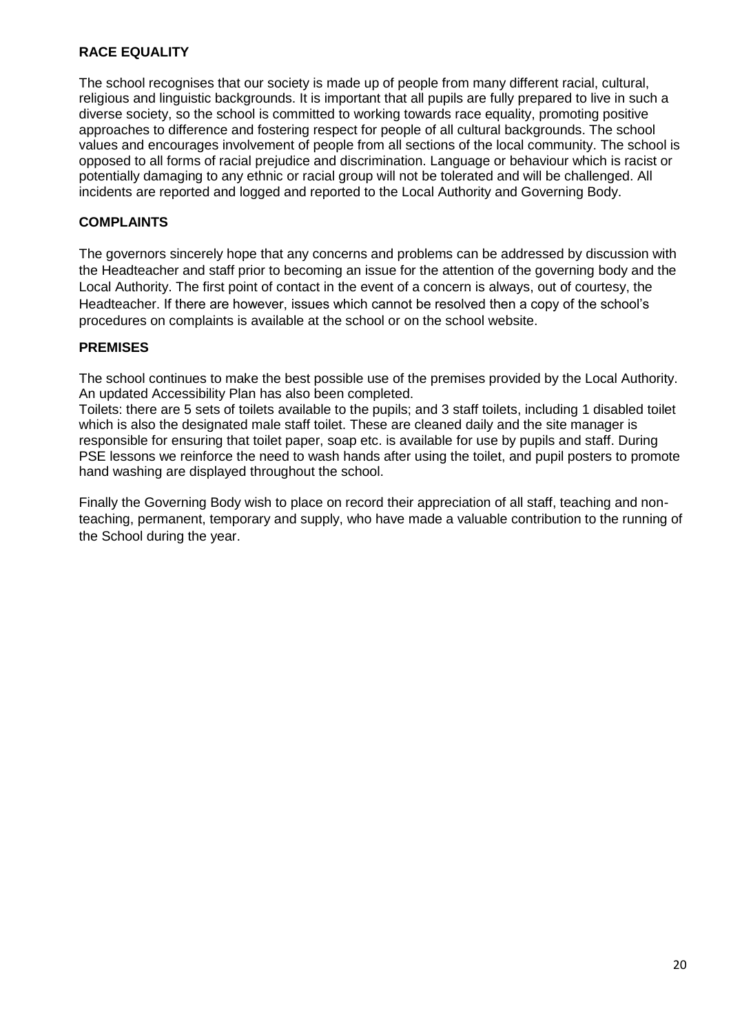## RACE EQUALITY

The school recognises that our society is made up of people from many different racial, cultural, religious and linguistic backgrounds. It is important that all pupils are fully prepared to live in such a diverse society, so the school is committed to working towards race equality, promoting positive approaches to difference and fostering respect for people of all cultural backgrounds. The school values and encourages involvement of people from all sections of the local community. The school is opposed to all forms of racial prejudice and discrimination. Language or behaviour which is racist or potentially damaging to any ethnic or racial group will not be tolerated and will be challenged. All incidents are reported and logged and reported to the Local Authority and Governing Body.

## COMPLAINTS

The governors sincerely hope that any concerns and problems can be addressed by discussion with the Headteacher and staff prior to becoming an issue for the attention of the governing body and the Local Authority. The first point of contact in the event of a concern is always, out of courtesy, the Headteacher. If there are however, issues which cannot be resolved then a copy of the school's procedures on complaints is available at the school or on the school website.

## PREMISES

The school continues to make the best possible use of the premises provided by the Local Authority. An updated Accessibility Plan has also been completed.

Toilets: there are 5 sets of toilets available to the pupils; and 3 staff toilets, including 1 disabled toilet which is also the designated male staff toilet. These are cleaned daily and the site manager is responsible for ensuring that toilet paper, soap etc. is available for use by pupils and staff. During PSE lessons we reinforce the need to wash hands after using the toilet, and pupil posters to promote hand washing are displayed throughout the school.

Finally the Governing Body wish to place on record their appreciation of all staff, teaching and non-teaching, permanent, temporary and supply, who have made a valuable contribution to the running of the School during the year.